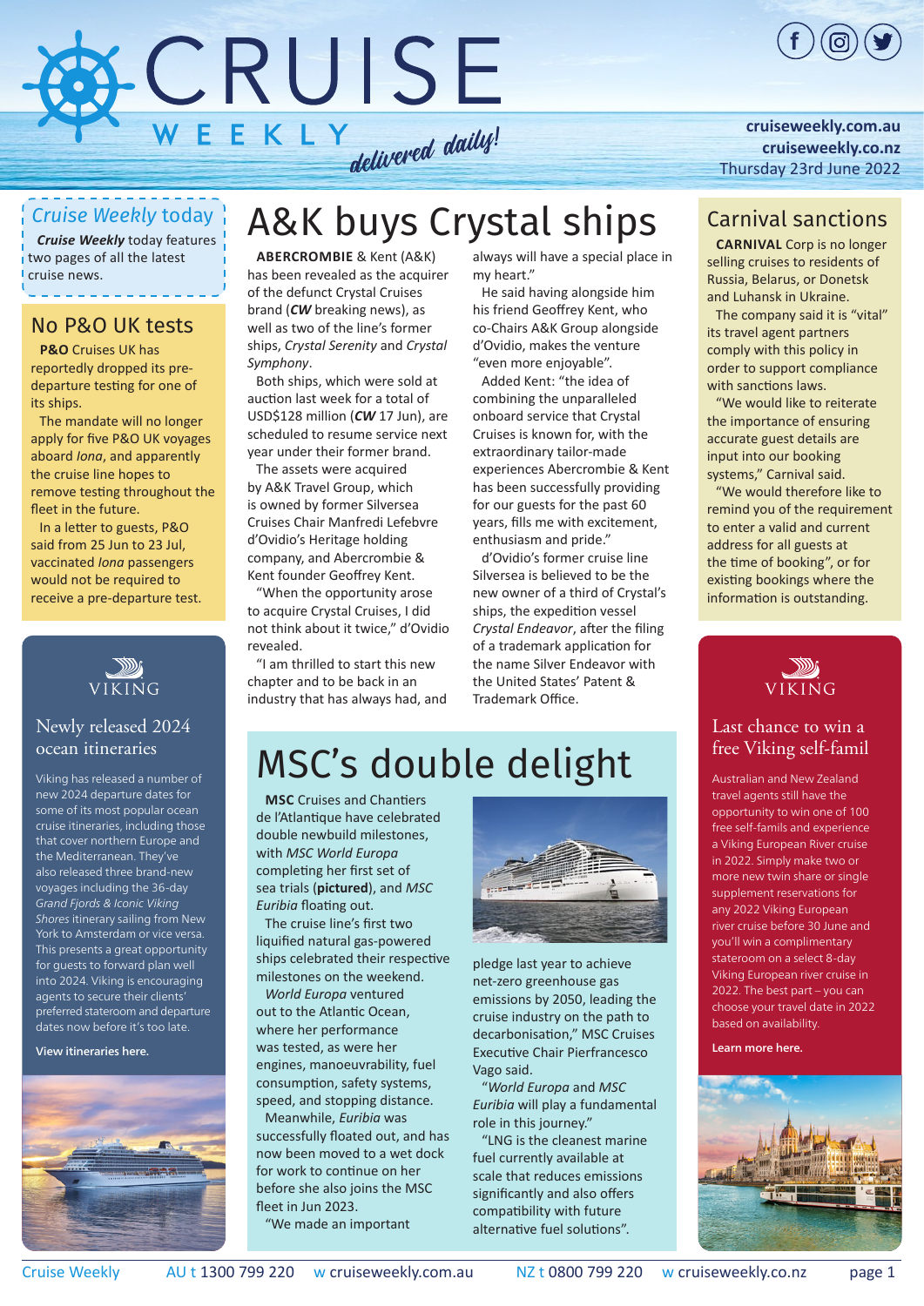# CRUISE WEEKLY *delivered daily!*

cruiseweekly.com.au
cruiseweekly.co.nz
Thursday 23rd June 2022

## *Cruise Weekly* today

***Cruise Weekly*** today features two pages of all the latest cruise news.

## No P&O UK tests

**P&O** Cruises UK has reportedly dropped its pre-departure testing for one of its ships.

The mandate will no longer apply for five P&O UK voyages aboard *Iona*, and apparently the cruise line hopes to remove testing throughout the fleet in the future.

In a letter to guests, P&O said from 25 Jun to 23 Jul, vaccinated *Iona* passengers would not be required to receive a pre-departure test.

VIKING

### Newly released 2024 ocean itineraries

Viking has released a number of new 2024 departure dates for some of its most popular ocean cruise itineraries, including those that cover northern Europe and the Mediterranean. They've also released three brand-new voyages including the 36-day *Grand Fjords & Iconic Viking Shores* itinerary sailing from New York to Amsterdam or vice versa. This presents a great opportunity for guests to forward plan well into 2024. Viking is encouraging agents to secure their clients' preferred stateroom and departure dates now before it's too late.

**View itineraries here.**

# A&K buys Crystal ships

**ABERCROMBIE** & Kent (A&K) has been revealed as the acquirer of the defunct Crystal Cruises brand (***CW*** breaking news), as well as two of the line's former ships, *Crystal Serenity* and *Crystal Symphony*.

Both ships, which were sold at auction last week for a total of USD$128 million (***CW*** 17 Jun), are scheduled to resume service next year under their former brand.

The assets were acquired by A&K Travel Group, which is owned by former Silversea Cruises Chair Manfredi Lefebvre d'Ovidio's Heritage holding company, and Abercrombie & Kent founder Geoffrey Kent.

"When the opportunity arose to acquire Crystal Cruises, I did not think about it twice," d'Ovidio revealed.

"I am thrilled to start this new chapter and to be back in an industry that has always had, and always will have a special place in my heart."

He said having alongside him his friend Geoffrey Kent, who co-Chairs A&K Group alongside d'Ovidio, makes the venture "even more enjoyable".

Added Kent: "the idea of combining the unparalleled onboard service that Crystal Cruises is known for, with the extraordinary tailor-made experiences Abercrombie & Kent has been successfully providing for our guests for the past 60 years, fills me with excitement, enthusiasm and pride."

d'Ovidio's former cruise line Silversea is believed to be the new owner of a third of Crystal's ships, the expedition vessel *Crystal Endeavor*, after the filing of a trademark application for the name Silver Endeavor with the United States' Patent & Trademark Office.

# MSC's double delight

**MSC** Cruises and Chantiers de l'Atlantique have celebrated double newbuild milestones, with *MSC World Europa* completing her first set of sea trials (**pictured**), and *MSC Euribia* floating out.

The cruise line's first two liquified natural gas-powered ships celebrated their respective milestones on the weekend.

*World Europa* ventured out to the Atlantic Ocean, where her performance was tested, as were her engines, manoeuvrability, fuel consumption, safety systems, speed, and stopping distance.

Meanwhile, *Euribia* was successfully floated out, and has now been moved to a wet dock for work to continue on her before she also joins the MSC fleet in Jun 2023.

"We made an important pledge last year to achieve net-zero greenhouse gas emissions by 2050, leading the cruise industry on the path to decarbonisation," MSC Cruises Executive Chair Pierfrancesco Vago said.

"*World Europa* and *MSC Euribia* will play a fundamental role in this journey."

"LNG is the cleanest marine fuel currently available at scale that reduces emissions significantly and also offers compatibility with future alternative fuel solutions".

## Carnival sanctions

**CARNIVAL** Corp is no longer selling cruises to residents of Russia, Belarus, or Donetsk and Luhansk in Ukraine.

The company said it is "vital" its travel agent partners comply with this policy in order to support compliance with sanctions laws.

"We would like to reiterate the importance of ensuring accurate guest details are input into our booking systems," Carnival said.

"We would therefore like to remind you of the requirement to enter a valid and current address for all guests at the time of booking", or for existing bookings where the information is outstanding.

VIKING

### Last chance to win a free Viking self-famil

Australian and New Zealand travel agents still have the opportunity to win one of 100 free self-famils and experience a Viking European River cruise in 2022. Simply make two or more new twin share or single supplement reservations for any 2022 Viking European river cruise before 30 June and you'll win a complimentary stateroom on a select 8-day Viking European river cruise in 2022. The best part – you can choose your travel date in 2022 based on availability.

**Learn more here.**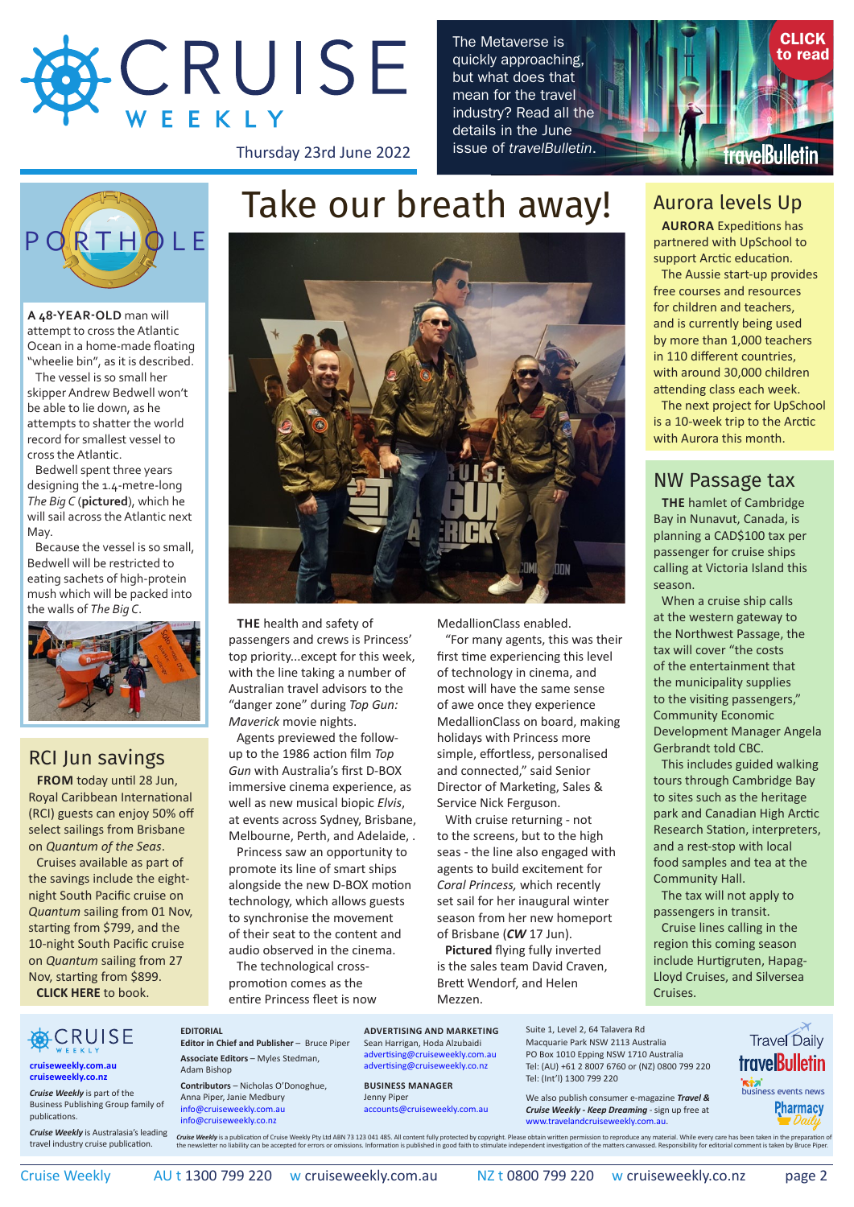# CRUISE WEEKLY

Thursday 23rd June 2022

The Metaverse is quickly approaching, but what does that mean for the travel industry? Read all the details in the June issue of *travelBulletin*.

CLICK to read

## PORTHOLE

**A 48-YEAR-OLD** man will attempt to cross the Atlantic Ocean in a home-made floating "wheelie bin", as it is described.

The vessel is so small her skipper Andrew Bedwell won't be able to lie down, as he attempts to shatter the world record for smallest vessel to cross the Atlantic.

Bedwell spent three years designing the 1.4-metre-long *The Big C* (**pictured**), which he will sail across the Atlantic next May.

Because the vessel is so small, Bedwell will be restricted to eating sachets of high-protein mush which will be packed into the walls of *The Big C*.

## RCI Jun savings

**FROM** today until 28 Jun, Royal Caribbean International (RCI) guests can enjoy 50% off select sailings from Brisbane on *Quantum of the Seas*.

Cruises available as part of the savings include the eight-night South Pacific cruise on *Quantum* sailing from 01 Nov, starting from $799, and the 10-night South Pacific cruise on *Quantum* sailing from 27 Nov, starting from $899.

**CLICK HERE** to book.

# Take our breath away!

**THE** health and safety of passengers and crews is Princess' top priority...except for this week, with the line taking a number of Australian travel advisors to the "danger zone" during *Top Gun: Maverick* movie nights.

Agents previewed the follow-up to the 1986 action film *Top Gun* with Australia's first D-BOX immersive cinema experience, as well as new musical biopic *Elvis*, at events across Sydney, Brisbane, Melbourne, Perth, and Adelaide, .

Princess saw an opportunity to promote its line of smart ships alongside the new D-BOX motion technology, which allows guests to synchronise the movement of their seat to the content and audio observed in the cinema.

The technological cross-promotion comes as the entire Princess fleet is now MedallionClass enabled.

"For many agents, this was their first time experiencing this level of technology in cinema, and most will have the same sense of awe once they experience MedallionClass on board, making holidays with Princess more simple, effortless, personalised and connected," said Senior Director of Marketing, Sales & Service Nick Ferguson.

With cruise returning - not to the screens, but to the high seas - the line also engaged with agents to build excitement for *Coral Princess,* which recently set sail for her inaugural winter season from her new homeport of Brisbane (***CW*** 17 Jun).

**Pictured** flying fully inverted is the sales team David Craven, Brett Wendorf, and Helen Mezzen.

## Aurora levels Up

**AURORA** Expeditions has partnered with UpSchool to support Arctic education.

The Aussie start-up provides free courses and resources for children and teachers, and is currently being used by more than 1,000 teachers in 110 different countries, with around 30,000 children attending class each week.

The next project for UpSchool is a 10-week trip to the Arctic with Aurora this month.

## NW Passage tax

**THE** hamlet of Cambridge Bay in Nunavut, Canada, is planning a CAD$100 tax per passenger for cruise ships calling at Victoria Island this season.

When a cruise ship calls at the western gateway to the Northwest Passage, the tax will cover "the costs of the entertainment that the municipality supplies to the visiting passengers," Community Economic Development Manager Angela Gerbrandt told CBC.

This includes guided walking tours through Cambridge Bay to sites such as the heritage park and Canadian High Arctic Research Station, interpreters, and a rest-stop with local food samples and tea at the Community Hall.

The tax will not apply to passengers in transit.

Cruise lines calling in the region this coming season include Hurtigruten, Hapag-Lloyd Cruises, and Silversea Cruises.

---

cruiseweekly.com.au
cruiseweekly.co.nz

*Cruise Weekly* is part of the Business Publishing Group family of publications.

*Cruise Weekly* is Australasia's leading travel industry cruise publication.

**EDITORIAL**
**Editor in Chief and Publisher** – Bruce Piper
**Associate Editors** – Myles Stedman, Adam Bishop
**Contributors** – Nicholas O'Donoghue, Anna Piper, Janie Medbury
info@cruiseweekly.com.au
info@cruiseweekly.co.nz

**ADVERTISING AND MARKETING**
Sean Harrigan, Hoda Alzubaidi
advertising@cruiseweekly.com.au
advertising@cruiseweekly.co.nz

**BUSINESS MANAGER**
Jenny Piper
accounts@cruiseweekly.com.au

Suite 1, Level 2, 64 Talavera Rd
Macquarie Park NSW 2113 Australia
PO Box 1010 Epping NSW 1710 Australia
Tel: (AU) +61 2 8007 6760 or (NZ) 0800 799 220
Tel: (Int'l) 1300 799 220

We also publish consumer e-magazine *Travel & Cruise Weekly - Keep Dreaming* - sign up free at www.travelandcruiseweekly.com.au.

*Cruise Weekly* is a publication of Cruise Weekly Pty Ltd ABN 73 123 041 485. All content fully protected by copyright. Please obtain written permission to reproduce any material. While every care has been taken in the preparation of the newsletter no liability can be accepted for errors or omissions. Information is published in good faith to stimulate independent investigation of the matters canvassed. Responsibility for editorial comment is taken by Bruce Piper.